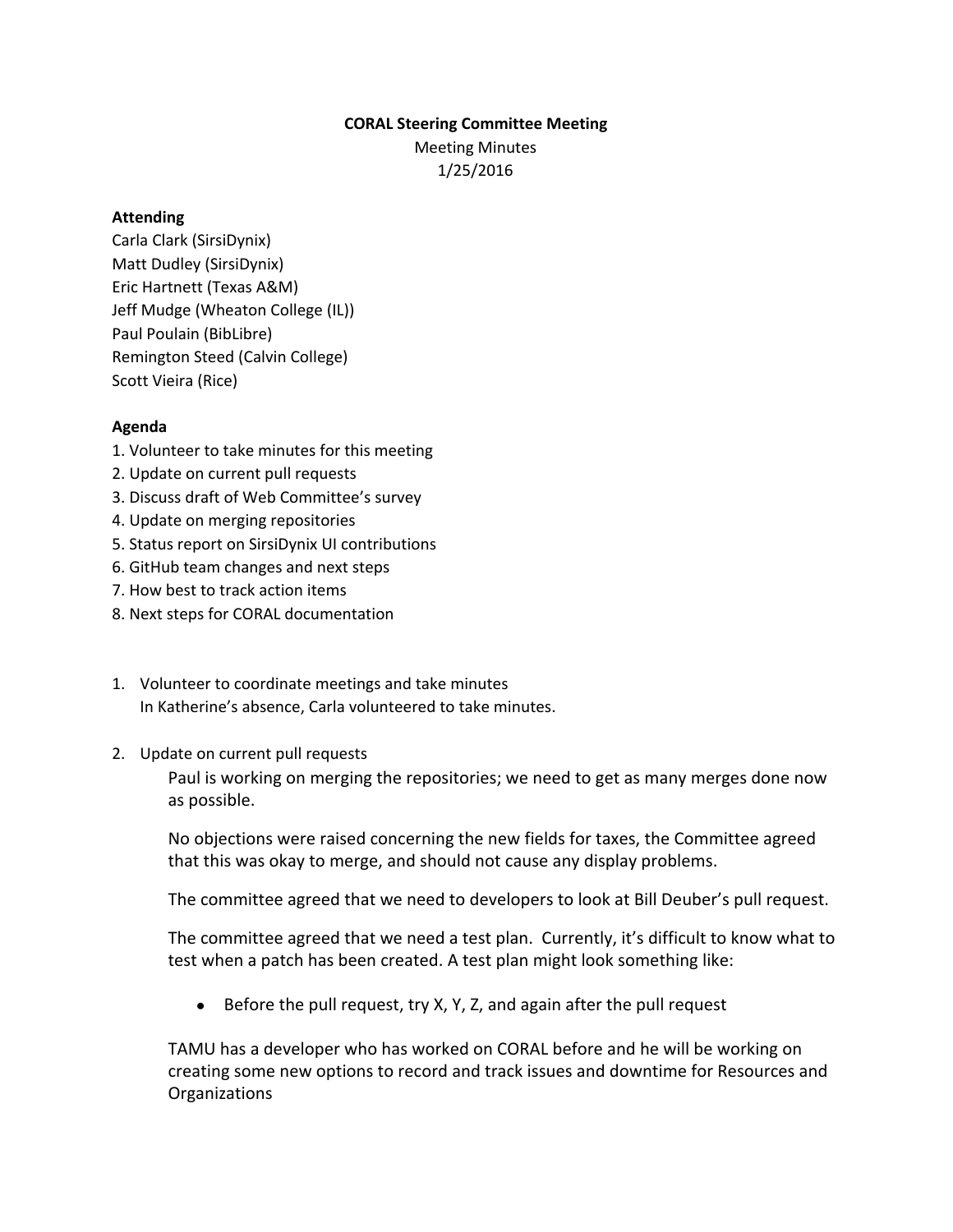**CORAL Steering Committee Meeting**

Meeting Minutes

1/25/2016

**Attending**

Carla Clark (SirsiDynix)
Matt Dudley (SirsiDynix)
Eric Hartnett (Texas A&M)
Jeff Mudge (Wheaton College (IL))
Paul Poulain (BibLibre)
Remington Steed (Calvin College)
Scott Vieira (Rice)

**Agenda**

1. Volunteer to take minutes for this meeting
2. Update on current pull requests
3. Discuss draft of Web Committee's survey
4. Update on merging repositories
5. Status report on SirsiDynix UI contributions
6. GitHub team changes and next steps
7. How best to track action items
8. Next steps for CORAL documentation

1. Volunteer to coordinate meetings and take minutes
   In Katherine's absence, Carla volunteered to take minutes.

2. Update on current pull requests

   Paul is working on merging the repositories; we need to get as many merges done now as possible.

   No objections were raised concerning the new fields for taxes, the Committee agreed that this was okay to merge, and should not cause any display problems.

   The committee agreed that we need to developers to look at Bill Deuber's pull request.

   The committee agreed that we need a test plan. Currently, it's difficult to know what to test when a patch has been created. A test plan might look something like:

   - Before the pull request, try X, Y, Z, and again after the pull request

   TAMU has a developer who has worked on CORAL before and he will be working on creating some new options to record and track issues and downtime for Resources and Organizations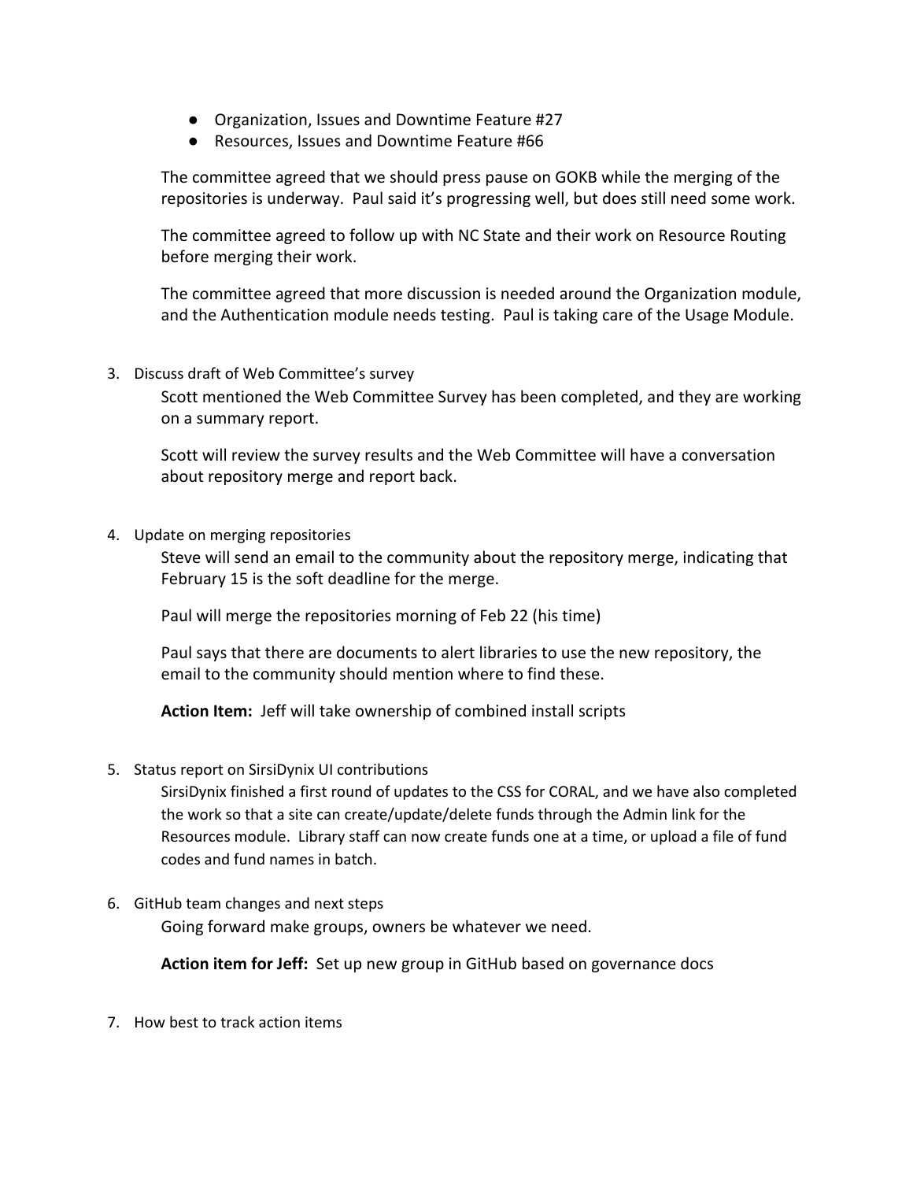- Organization, Issues and Downtime Feature #27
- Resources, Issues and Downtime Feature #66

The committee agreed that we should press pause on GOKB while the merging of the repositories is underway. Paul said it's progressing well, but does still need some work.

The committee agreed to follow up with NC State and their work on Resource Routing before merging their work.

The committee agreed that more discussion is needed around the Organization module, and the Authentication module needs testing. Paul is taking care of the Usage Module.

3. Discuss draft of Web Committee's survey

   Scott mentioned the Web Committee Survey has been completed, and they are working on a summary report.

   Scott will review the survey results and the Web Committee will have a conversation about repository merge and report back.

4. Update on merging repositories

   Steve will send an email to the community about the repository merge, indicating that February 15 is the soft deadline for the merge.

   Paul will merge the repositories morning of Feb 22 (his time)

   Paul says that there are documents to alert libraries to use the new repository, the email to the community should mention where to find these.

   **Action Item:** Jeff will take ownership of combined install scripts

5. Status report on SirsiDynix UI contributions

   SirsiDynix finished a first round of updates to the CSS for CORAL, and we have also completed the work so that a site can create/update/delete funds through the Admin link for the Resources module. Library staff can now create funds one at a time, or upload a file of fund codes and fund names in batch.

6. GitHub team changes and next steps

   Going forward make groups, owners be whatever we need.

   **Action item for Jeff:** Set up new group in GitHub based on governance docs

7. How best to track action items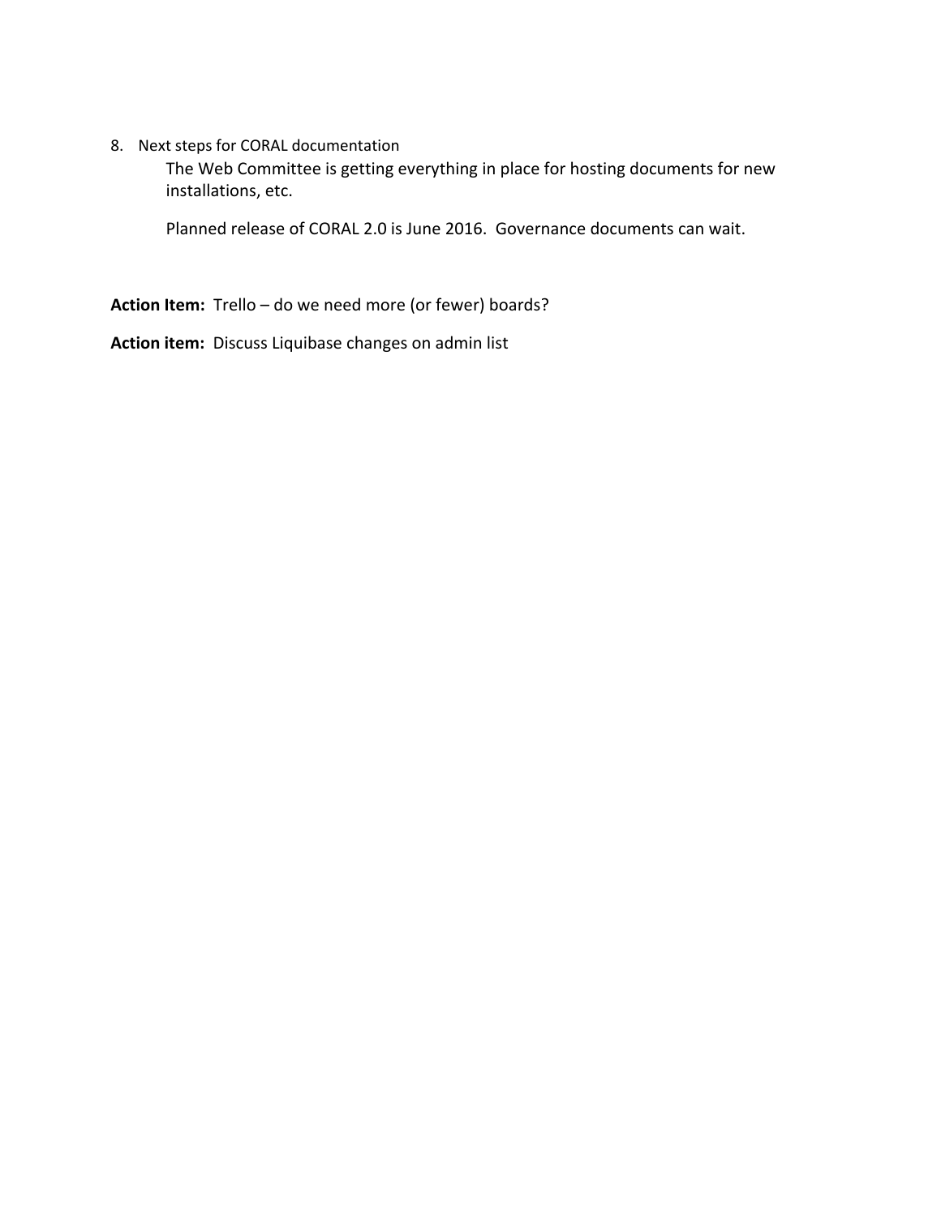8. Next steps for CORAL documentation

    The Web Committee is getting everything in place for hosting documents for new installations, etc.

    Planned release of CORAL 2.0 is June 2016. Governance documents can wait.

**Action Item:** Trello – do we need more (or fewer) boards?

**Action item:** Discuss Liquibase changes on admin list